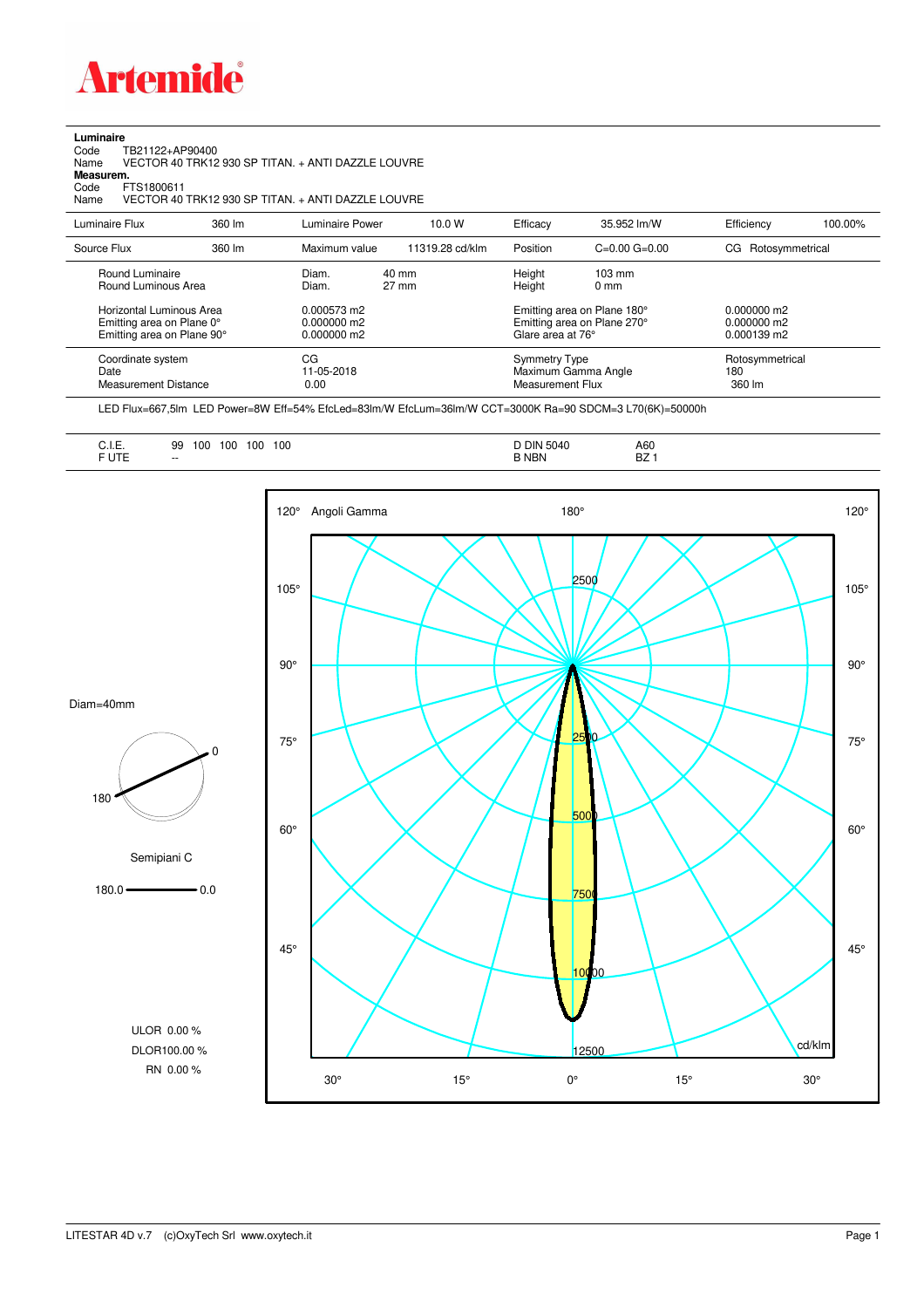# Artemide

**Luminaire**

Code TB21122+AP90400

Name VECTOR 40 TRK12 930 SP TITAN. + ANTI DAZZLE LOUVRE

**Measurem.**

Code FTS1800611

Name VECTOR 40 TRK12 930 SP TITAN. + ANTI DAZZLE LOUVRE

| | | | | | | | |
|---|---|---|---|---|---|---|---|
| Luminaire Flux | 360 lm | Luminaire Power | 10.0 W | Efficacy | 35.952 lm/W | Efficiency | 100.00% |
| Source Flux | 360 lm | Maximum value | 11319.28 cd/klm | Position | C=0.00 G=0.00 | CG | Rotosymmetrical |

| | | | | | |
|---|---|---|---|---|---|
| Round Luminaire | Diam. | 40 mm | Height | 103 mm | |
| Round Luminous Area | Diam. | 27 mm | Height | 0 mm | |
| Horizontal Luminous Area | 0.000573 m2 | | Emitting area on Plane 180° | | 0.000000 m2 |
| Emitting area on Plane 0° | 0.000000 m2 | | Emitting area on Plane 270° | | 0.000000 m2 |
| Emitting area on Plane 90° | 0.000000 m2 | | Glare area at 76° | | 0.000139 m2 |

| | | | |
|---|---|---|---|
| Coordinate system | CG | Symmetry Type | Rotosymmetrical |
| Date | 11-05-2018 | Maximum Gamma Angle | 180 |
| Measurement Distance | 0.00 | Measurement Flux | 360 lm |

LED Flux=667,5lm LED Power=8W Eff=54% EfcLed=83lm/W EfcLum=36lm/W CCT=3000K Ra=90 SDCM=3 L70(6K)=50000h

| | | | |
|---|---|---|---|
| C.I.E. | 99 100 100 100 100 | D DIN 5040 | A60 |
| F UTE | -- | B NBN | BZ 1 |

Diam=40mm

Semipiani C

180.0 — 0.0

ULOR 0.00 %

DLOR 100.00 %

RN 0.00 %

Angoli Gamma — cd/klm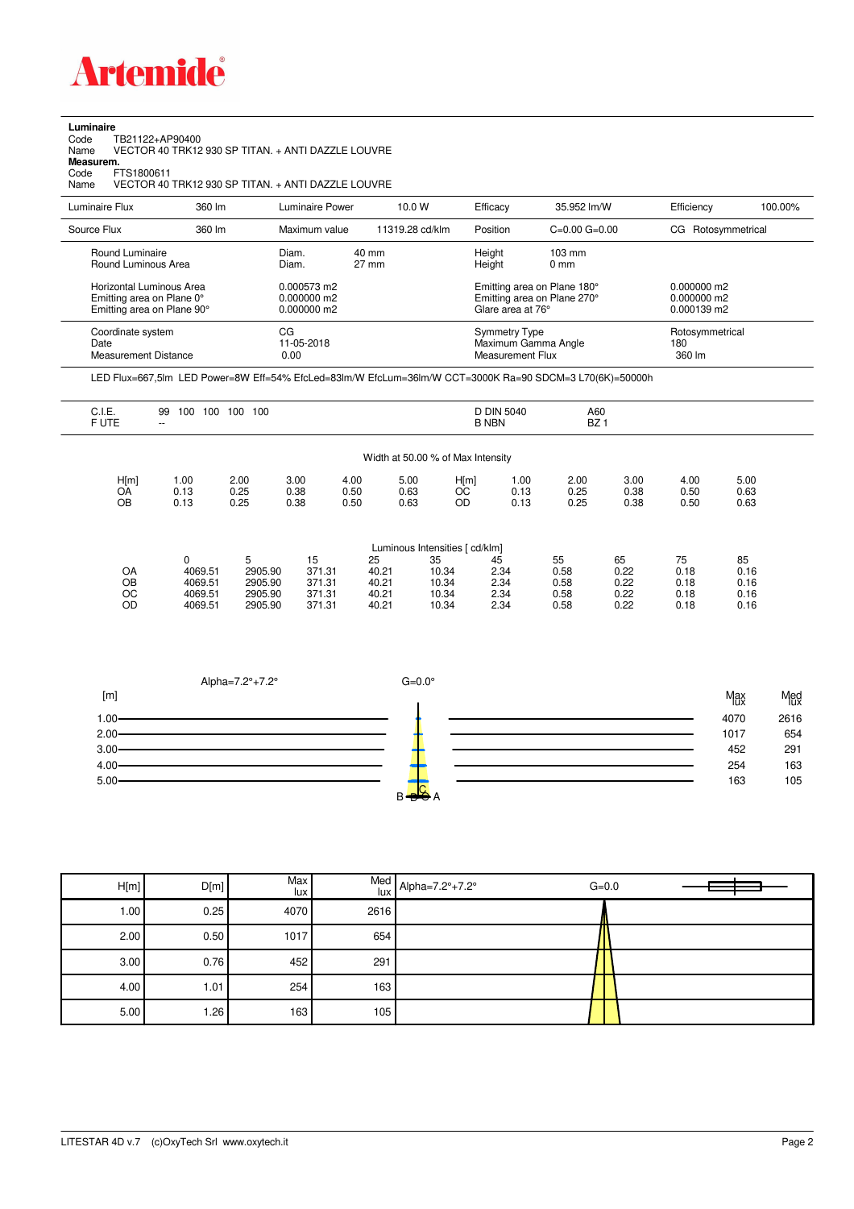# Artemide

**Luminaire**

Code TB21122+AP90400
Name VECTOR 40 TRK12 930 SP TITAN. + ANTI DAZZLE LOUVRE

**Measurem.**

Code FTS1800611
Name VECTOR 40 TRK12 930 SP TITAN. + ANTI DAZZLE LOUVRE

| | | | | | | | |
|---|---|---|---|---|---|---|---|
| Luminaire Flux | 360 lm | Luminaire Power | 10.0 W | Efficacy | 35.952 lm/W | Efficiency | 100.00% |
| Source Flux | 360 lm | Maximum value | 11319.28 cd/klm | Position | C=0.00 G=0.00 | CG | Rotosymmetrical |

| | | | | | | |
|---|---|---|---|---|---|---|
| Round Luminaire | Diam. | 40 mm | Height | 103 mm | | |
| Round Luminous Area | Diam. | 27 mm | Height | 0 mm | | |
| Horizontal Luminous Area | 0.000573 m2 | | Emitting area on Plane 180° | | 0.000000 m2 | |
| Emitting area on Plane 0° | 0.000000 m2 | | Emitting area on Plane 270° | | 0.000000 m2 | |
| Emitting area on Plane 90° | 0.000000 m2 | | Glare area at 76° | | 0.000139 m2 | |

| | | | |
|---|---|---|---|
| Coordinate system | CG | Symmetry Type | Rotosymmetrical |
| Date | 11-05-2018 | Maximum Gamma Angle | 180 |
| Measurement Distance | 0.00 | Measurement Flux | 360 lm |

LED Flux=667,5lm LED Power=8W Eff=54% EfcLed=83lm/W EfcLum=36lm/W CCT=3000K Ra=90 SDCM=3 L70(6K)=50000h

| | | | |
|---|---|---|---|
| C.I.E. | 99 100 100 100 100 | D DIN 5040 | A60 |
| F UTE | -- | B NBN | BZ 1 |

Width at 50.00 % of Max Intensity

| H[m] | 1.00 | 2.00 | 3.00 | 4.00 | 5.00 | H[m] | 1.00 | 2.00 | 3.00 | 4.00 | 5.00 |
|---|---|---|---|---|---|---|---|---|---|---|---|
| OA | 0.13 | 0.25 | 0.38 | 0.50 | 0.63 | OC | 0.13 | 0.25 | 0.38 | 0.50 | 0.63 |
| OB | 0.13 | 0.25 | 0.38 | 0.50 | 0.63 | OD | 0.13 | 0.25 | 0.38 | 0.50 | 0.63 |

Luminous Intensities [ cd/klm]

| | 0 | 5 | 15 | 25 | 35 | 45 | 55 | 65 | 75 | 85 |
|---|---|---|---|---|---|---|---|---|---|---|
| OA | 4069.51 | 2905.90 | 371.31 | 40.21 | 10.34 | 2.34 | 0.58 | 0.22 | 0.18 | 0.16 |
| OB | 4069.51 | 2905.90 | 371.31 | 40.21 | 10.34 | 2.34 | 0.58 | 0.22 | 0.18 | 0.16 |
| OC | 4069.51 | 2905.90 | 371.31 | 40.21 | 10.34 | 2.34 | 0.58 | 0.22 | 0.18 | 0.16 |
| OD | 4069.51 | 2905.90 | 371.31 | 40.21 | 10.34 | 2.34 | 0.58 | 0.22 | 0.18 | 0.16 |

Alpha=7.2°+7.2°
G=0.0°
[m]
Max lux
Med lux
1.00 4070 2616
2.00 1017 654
3.00 452 291
4.00 254 163
5.00 163 105
B D C A

| H[m] | D[m] | Max lux | Med lux | Alpha=7.2°+7.2° G=0.0 |
|---|---|---|---|---|
| 1.00 | 0.25 | 4070 | 2616 | |
| 2.00 | 0.50 | 1017 | 654 | |
| 3.00 | 0.76 | 452 | 291 | |
| 4.00 | 1.01 | 254 | 163 | |
| 5.00 | 1.26 | 163 | 105 | |

LITESTAR 4D v.7 (c)OxyTech Srl www.oxytech.it